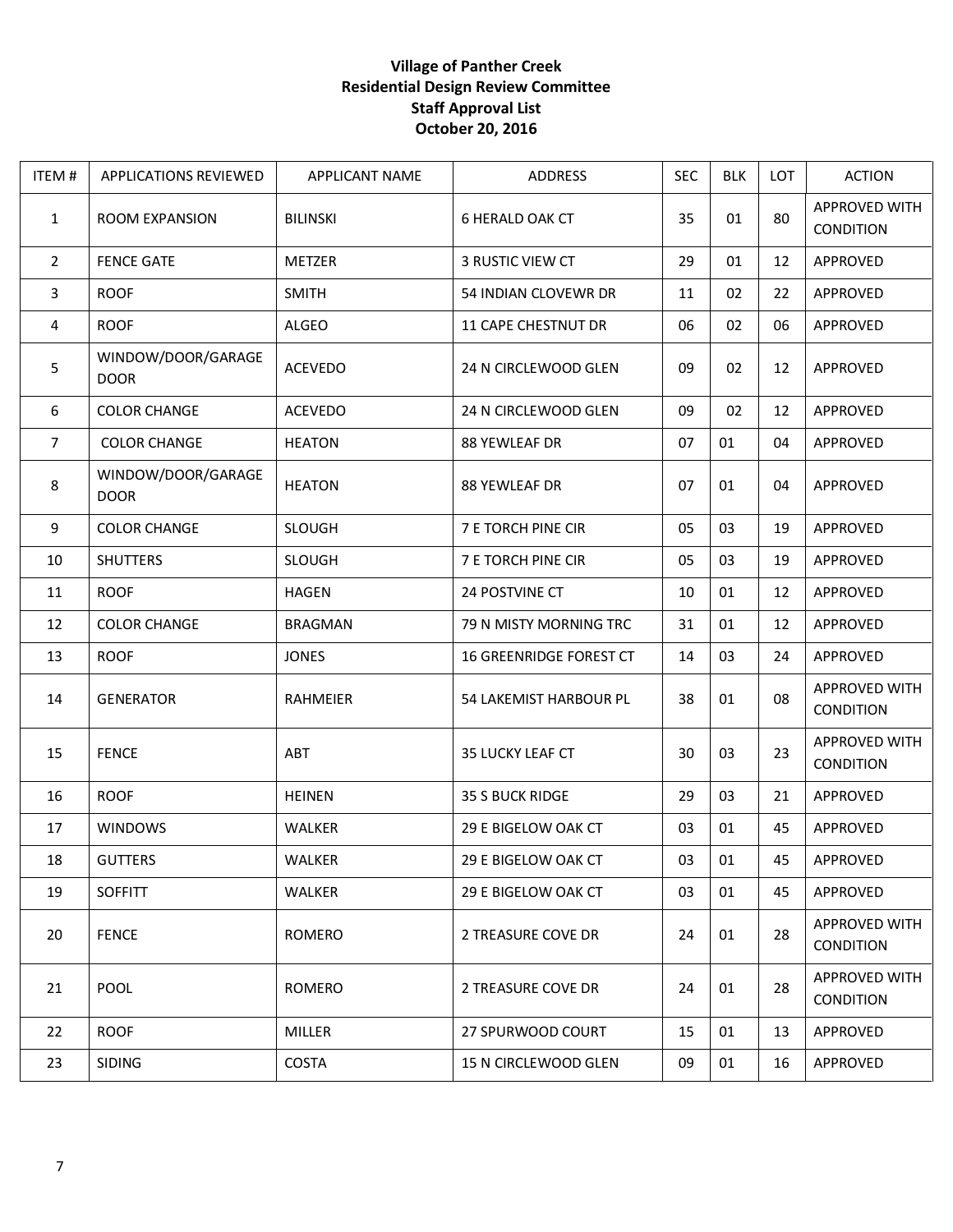**Village of Panther Creek**
**Residential Design Review Committee**
**Staff Approval List**
**October 20, 2016**

| ITEM # | APPLICATIONS REVIEWED | APPLICANT NAME | ADDRESS | SEC | BLK | LOT | ACTION |
|---|---|---|---|---|---|---|---|
| 1 | ROOM EXPANSION | BILINSKI | 6 HERALD OAK CT | 35 | 01 | 80 | APPROVED WITH CONDITION |
| 2 | FENCE GATE | METZER | 3 RUSTIC VIEW CT | 29 | 01 | 12 | APPROVED |
| 3 | ROOF | SMITH | 54 INDIAN CLOVEWR DR | 11 | 02 | 22 | APPROVED |
| 4 | ROOF | ALGEO | 11 CAPE CHESTNUT DR | 06 | 02 | 06 | APPROVED |
| 5 | WINDOW/DOOR/GARAGE DOOR | ACEVEDO | 24 N CIRCLEWOOD GLEN | 09 | 02 | 12 | APPROVED |
| 6 | COLOR CHANGE | ACEVEDO | 24 N CIRCLEWOOD GLEN | 09 | 02 | 12 | APPROVED |
| 7 | COLOR CHANGE | HEATON | 88 YEWLEAF DR | 07 | 01 | 04 | APPROVED |
| 8 | WINDOW/DOOR/GARAGE DOOR | HEATON | 88 YEWLEAF DR | 07 | 01 | 04 | APPROVED |
| 9 | COLOR CHANGE | SLOUGH | 7 E TORCH PINE CIR | 05 | 03 | 19 | APPROVED |
| 10 | SHUTTERS | SLOUGH | 7 E TORCH PINE CIR | 05 | 03 | 19 | APPROVED |
| 11 | ROOF | HAGEN | 24 POSTVINE CT | 10 | 01 | 12 | APPROVED |
| 12 | COLOR CHANGE | BRAGMAN | 79 N MISTY MORNING TRC | 31 | 01 | 12 | APPROVED |
| 13 | ROOF | JONES | 16 GREENRIDGE FOREST CT | 14 | 03 | 24 | APPROVED |
| 14 | GENERATOR | RAHMEIER | 54 LAKEMIST HARBOUR PL | 38 | 01 | 08 | APPROVED WITH CONDITION |
| 15 | FENCE | ABT | 35 LUCKY LEAF CT | 30 | 03 | 23 | APPROVED WITH CONDITION |
| 16 | ROOF | HEINEN | 35 S BUCK RIDGE | 29 | 03 | 21 | APPROVED |
| 17 | WINDOWS | WALKER | 29 E BIGELOW OAK CT | 03 | 01 | 45 | APPROVED |
| 18 | GUTTERS | WALKER | 29 E BIGELOW OAK CT | 03 | 01 | 45 | APPROVED |
| 19 | SOFFITT | WALKER | 29 E BIGELOW OAK CT | 03 | 01 | 45 | APPROVED |
| 20 | FENCE | ROMERO | 2 TREASURE COVE DR | 24 | 01 | 28 | APPROVED WITH CONDITION |
| 21 | POOL | ROMERO | 2 TREASURE COVE DR | 24 | 01 | 28 | APPROVED WITH CONDITION |
| 22 | ROOF | MILLER | 27 SPURWOOD COURT | 15 | 01 | 13 | APPROVED |
| 23 | SIDING | COSTA | 15 N CIRCLEWOOD GLEN | 09 | 01 | 16 | APPROVED |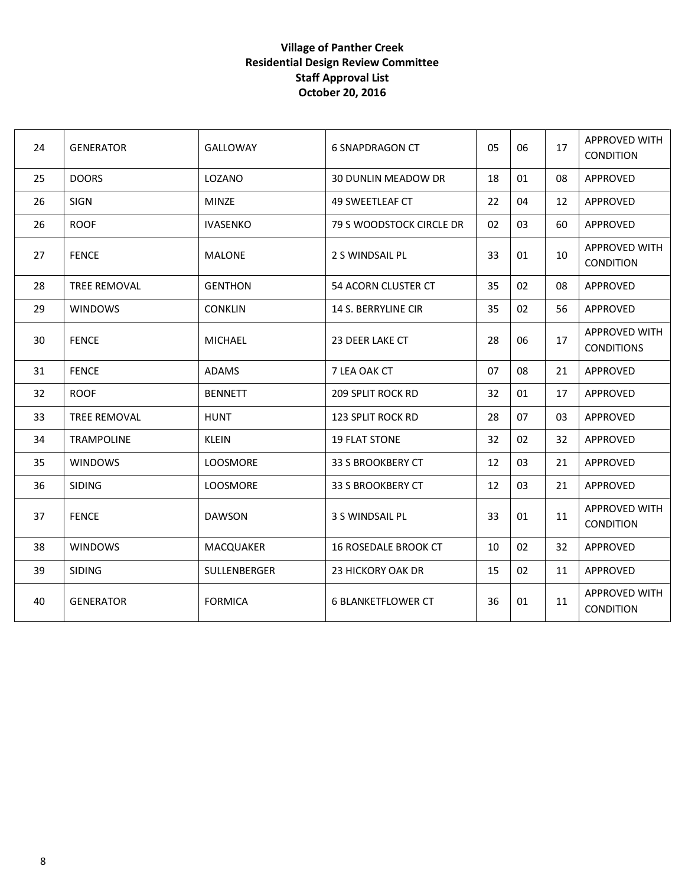**Village of Panther Creek**
**Residential Design Review Committee**
**Staff Approval List**
**October 20, 2016**

| | | | | | | | |
|---|---|---|---|---|---|---|---|
| 24 | GENERATOR | GALLOWAY | 6 SNAPDRAGON CT | 05 | 06 | 17 | APPROVED WITH CONDITION |
| 25 | DOORS | LOZANO | 30 DUNLIN MEADOW DR | 18 | 01 | 08 | APPROVED |
| 26 | SIGN | MINZE | 49 SWEETLEAF CT | 22 | 04 | 12 | APPROVED |
| 26 | ROOF | IVASENKO | 79 S WOODSTOCK CIRCLE DR | 02 | 03 | 60 | APPROVED |
| 27 | FENCE | MALONE | 2 S WINDSAIL PL | 33 | 01 | 10 | APPROVED WITH CONDITION |
| 28 | TREE REMOVAL | GENTHON | 54 ACORN CLUSTER CT | 35 | 02 | 08 | APPROVED |
| 29 | WINDOWS | CONKLIN | 14 S. BERRYLINE CIR | 35 | 02 | 56 | APPROVED |
| 30 | FENCE | MICHAEL | 23 DEER LAKE CT | 28 | 06 | 17 | APPROVED WITH CONDITIONS |
| 31 | FENCE | ADAMS | 7 LEA OAK CT | 07 | 08 | 21 | APPROVED |
| 32 | ROOF | BENNETT | 209 SPLIT ROCK RD | 32 | 01 | 17 | APPROVED |
| 33 | TREE REMOVAL | HUNT | 123 SPLIT ROCK RD | 28 | 07 | 03 | APPROVED |
| 34 | TRAMPOLINE | KLEIN | 19 FLAT STONE | 32 | 02 | 32 | APPROVED |
| 35 | WINDOWS | LOOSMORE | 33 S BROOKBERY CT | 12 | 03 | 21 | APPROVED |
| 36 | SIDING | LOOSMORE | 33 S BROOKBERY CT | 12 | 03 | 21 | APPROVED |
| 37 | FENCE | DAWSON | 3 S WINDSAIL PL | 33 | 01 | 11 | APPROVED WITH CONDITION |
| 38 | WINDOWS | MACQUAKER | 16 ROSEDALE BROOK CT | 10 | 02 | 32 | APPROVED |
| 39 | SIDING | SULLENBERGER | 23 HICKORY OAK DR | 15 | 02 | 11 | APPROVED |
| 40 | GENERATOR | FORMICA | 6 BLANKETFLOWER CT | 36 | 01 | 11 | APPROVED WITH CONDITION |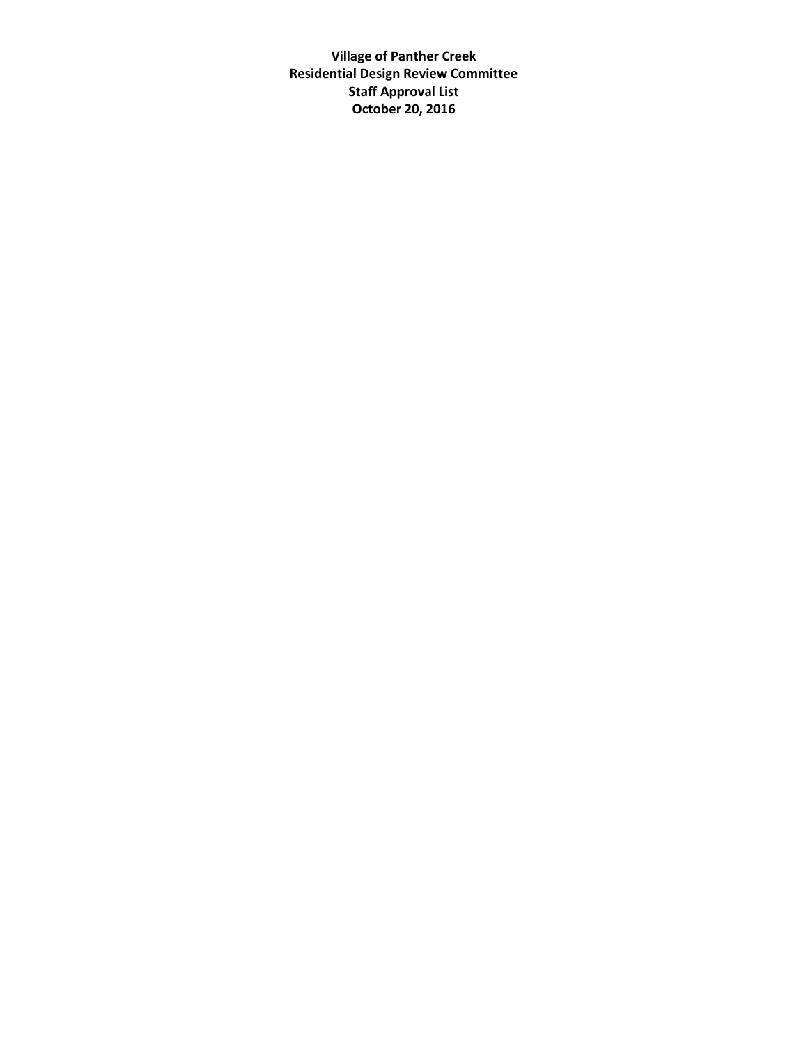**Village of Panther Creek**
**Residential Design Review Committee**
**Staff Approval List**
**October 20, 2016**